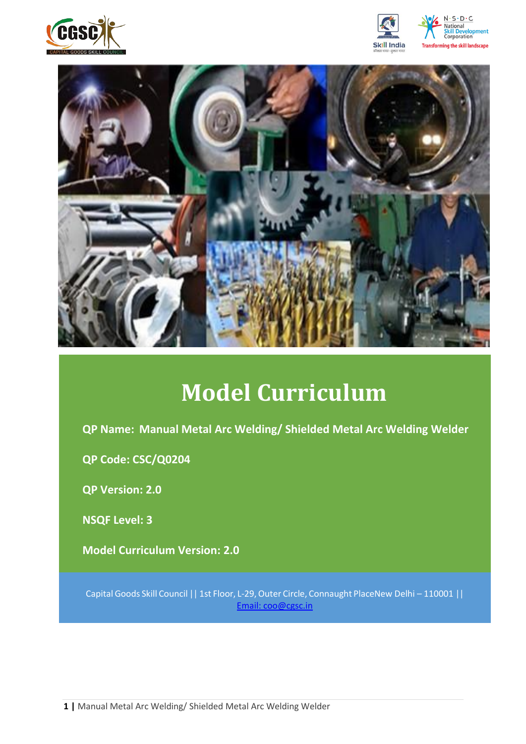# Model Curriculum

**QP Name: Manual Metal Arc Welding/ Shielded Metal Arc Welding Welder**

**QP Code: CSC/Q0204**

**QP Version: 2.0**

**NSQF Level: 3**

**Model Curriculum Version: 2.0**

Capital Goods Skill Council || 1st Floor, L-29, Outer Circle, Connaught PlaceNew Delhi – 110001 || Email: coo@cgsc.in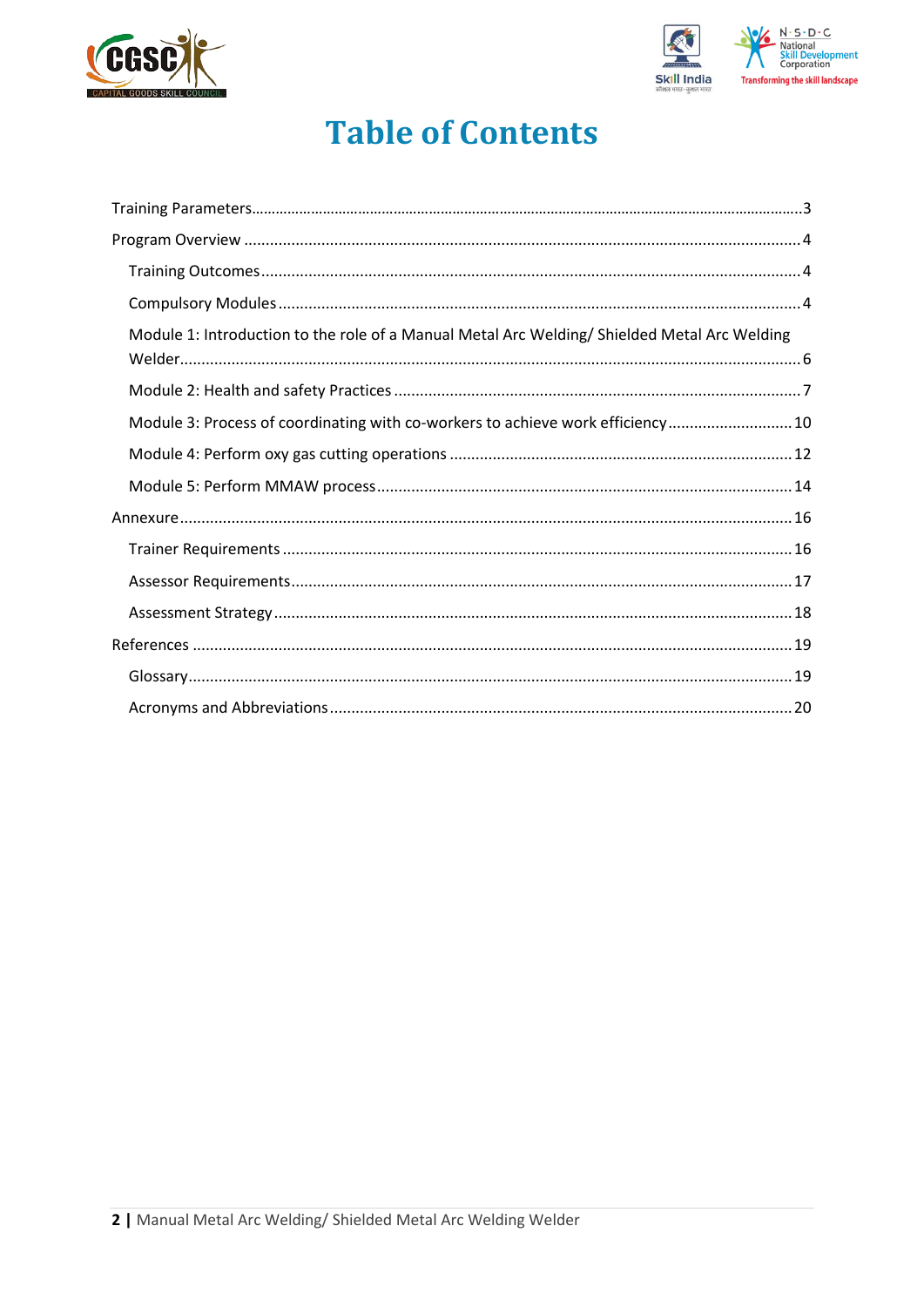# Table of Contents

Training Parameters......3

Program Overview......4

- Training Outcomes......4
- Compulsory Modules......4
- Module 1: Introduction to the role of a Manual Metal Arc Welding/ Shielded Metal Arc Welding Welder......6
- Module 2: Health and safety Practices......7
- Module 3: Process of coordinating with co-workers to achieve work efficiency......10
- Module 4: Perform oxy gas cutting operations......12
- Module 5: Perform MMAW process......14

Annexure......16

- Trainer Requirements......16
- Assessor Requirements......17
- Assessment Strategy......18

References......19

- Glossary......19
- Acronyms and Abbreviations......20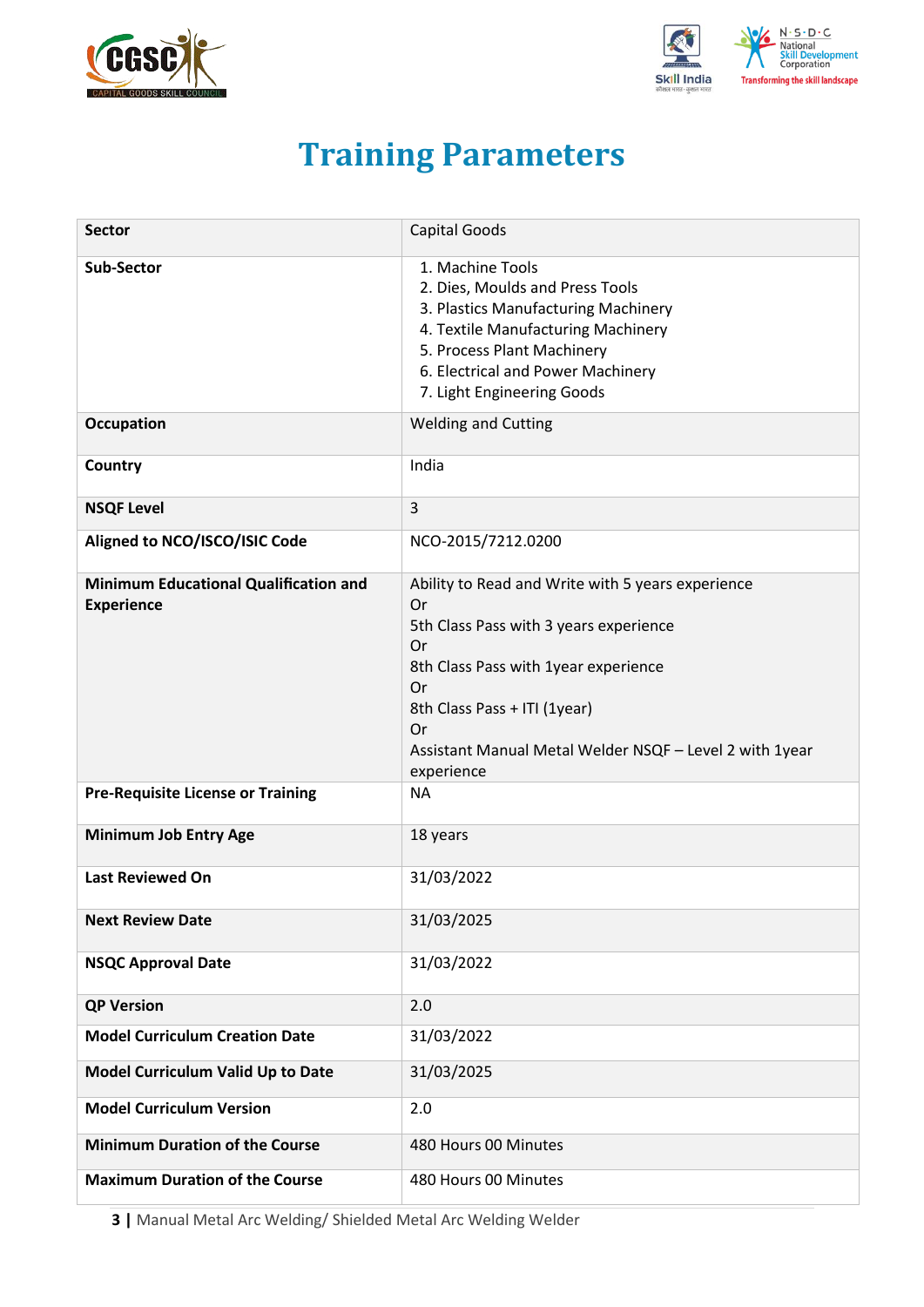# Training Parameters

| | |
|---|---|
| **Sector** | Capital Goods |
| **Sub-Sector** | 1. Machine Tools<br>2. Dies, Moulds and Press Tools<br>3. Plastics Manufacturing Machinery<br>4. Textile Manufacturing Machinery<br>5. Process Plant Machinery<br>6. Electrical and Power Machinery<br>7. Light Engineering Goods |
| **Occupation** | Welding and Cutting |
| **Country** | India |
| **NSQF Level** | 3 |
| **Aligned to NCO/ISCO/ISIC Code** | NCO-2015/7212.0200 |
| **Minimum Educational Qualification and Experience** | Ability to Read and Write with 5 years experience<br>Or<br>5th Class Pass with 3 years experience<br>Or<br>8th Class Pass with 1year experience<br>Or<br>8th Class Pass + ITI (1year)<br>Or<br>Assistant Manual Metal Welder NSQF – Level 2 with 1year experience |
| **Pre-Requisite License or Training** | NA |
| **Minimum Job Entry Age** | 18 years |
| **Last Reviewed On** | 31/03/2022 |
| **Next Review Date** | 31/03/2025 |
| **NSQC Approval Date** | 31/03/2022 |
| **QP Version** | 2.0 |
| **Model Curriculum Creation Date** | 31/03/2022 |
| **Model Curriculum Valid Up to Date** | 31/03/2025 |
| **Model Curriculum Version** | 2.0 |
| **Minimum Duration of the Course** | 480 Hours 00 Minutes |
| **Maximum Duration of the Course** | 480 Hours 00 Minutes |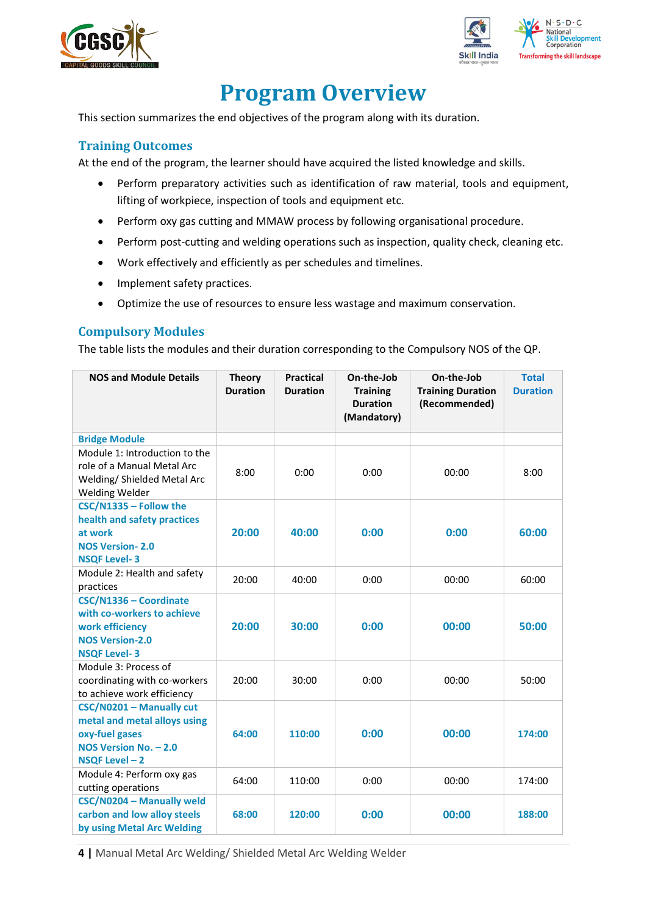# Program Overview

This section summarizes the end objectives of the program along with its duration.

## Training Outcomes

At the end of the program, the learner should have acquired the listed knowledge and skills.

- Perform preparatory activities such as identification of raw material, tools and equipment, lifting of workpiece, inspection of tools and equipment etc.
- Perform oxy gas cutting and MMAW process by following organisational procedure.
- Perform post-cutting and welding operations such as inspection, quality check, cleaning etc.
- Work effectively and efficiently as per schedules and timelines.
- Implement safety practices.
- Optimize the use of resources to ensure less wastage and maximum conservation.

## Compulsory Modules

The table lists the modules and their duration corresponding to the Compulsory NOS of the QP.

| NOS and Module Details | Theory Duration | Practical Duration | On-the-Job Training Duration (Mandatory) | On-the-Job Training Duration (Recommended) | Total Duration |
|---|---|---|---|---|---|
| **Bridge Module** | | | | | |
| Module 1: Introduction to the role of a Manual Metal Arc Welding/ Shielded Metal Arc Welding Welder | 8:00 | 0:00 | 0:00 | 00:00 | 8:00 |
| **CSC/N1335 – Follow the health and safety practices at work**<br>**NOS Version- 2.0**<br>**NSQF Level- 3** | **20:00** | **40:00** | **0:00** | **0:00** | **60:00** |
| Module 2: Health and safety practices | 20:00 | 40:00 | 0:00 | 00:00 | 60:00 |
| **CSC/N1336 – Coordinate with co-workers to achieve work efficiency**<br>**NOS Version-2.0**<br>**NSQF Level- 3** | **20:00** | **30:00** | **0:00** | **00:00** | **50:00** |
| Module 3: Process of coordinating with co-workers to achieve work efficiency | 20:00 | 30:00 | 0:00 | 00:00 | 50:00 |
| **CSC/N0201 – Manually cut metal and metal alloys using oxy-fuel gases**<br>**NOS Version No. – 2.0**<br>**NSQF Level – 2** | **64:00** | **110:00** | **0:00** | **00:00** | **174:00** |
| Module 4: Perform oxy gas cutting operations | 64:00 | 110:00 | 0:00 | 00:00 | 174:00 |
| **CSC/N0204 – Manually weld carbon and low alloy steels by using Metal Arc Welding** | **68:00** | **120:00** | **0:00** | **00:00** | **188:00** |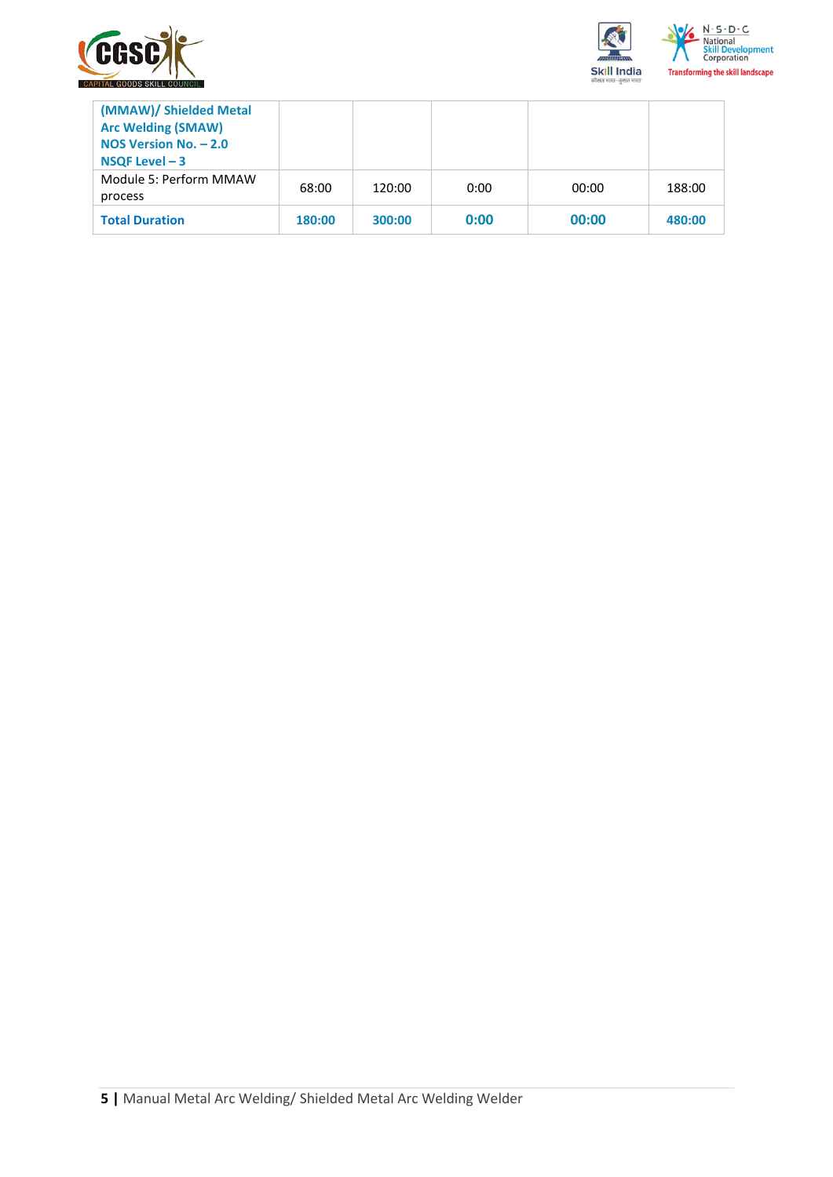| **(MMAW)/ Shielded Metal Arc Welding (SMAW)**<br>**NOS Version No. – 2.0**<br>**NSQF Level – 3** | | | | |
|---|---|---|---|---|
| Module 5: Perform MMAW process | 68:00 | 120:00 | 0:00 | 00:00 | 188:00 |
| **Total Duration** | **180:00** | **300:00** | **0:00** | **00:00** | **480:00** |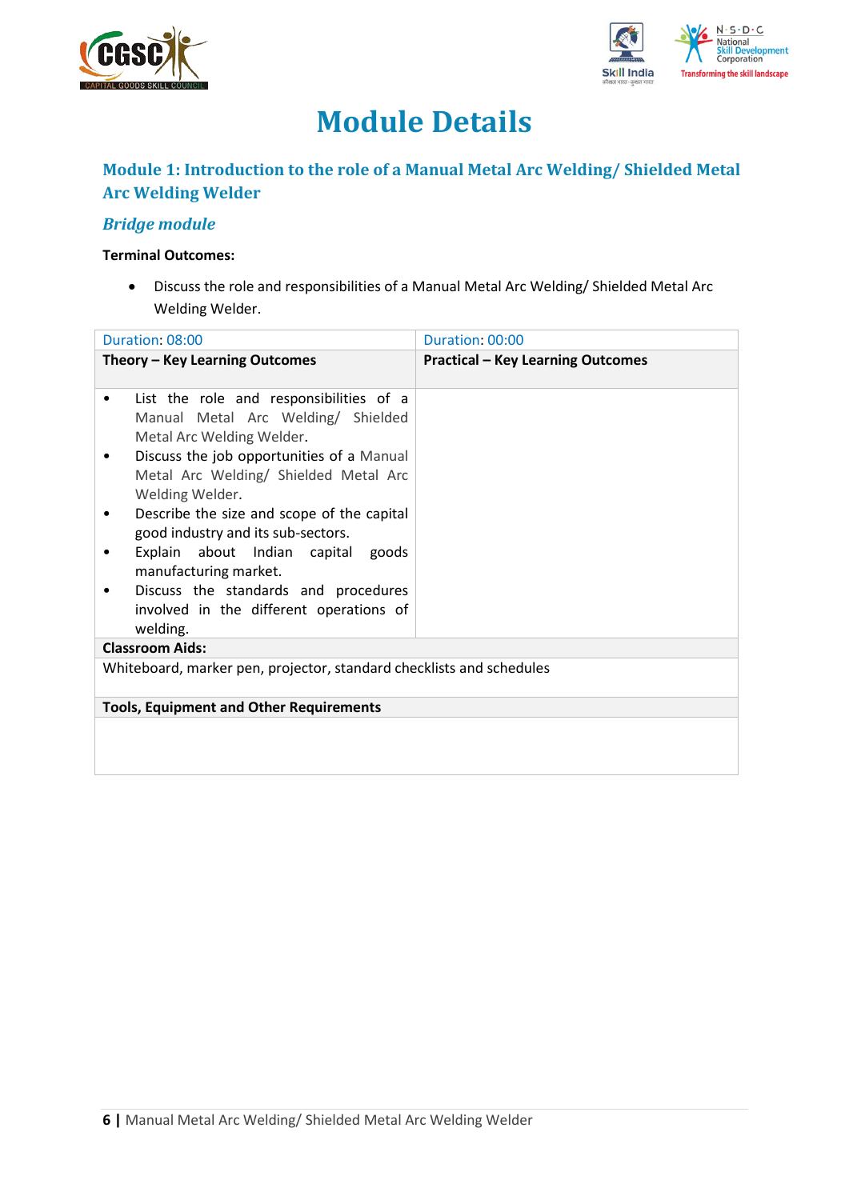# Module Details

## Module 1: Introduction to the role of a Manual Metal Arc Welding/ Shielded Metal Arc Welding Welder

### *Bridge module*

**Terminal Outcomes:**

- Discuss the role and responsibilities of a Manual Metal Arc Welding/ Shielded Metal Arc Welding Welder.

| Duration: 08:00 | Duration: 00:00 |
|---|---|
| **Theory – Key Learning Outcomes** | **Practical – Key Learning Outcomes** |
| • List the role and responsibilities of a Manual Metal Arc Welding/ Shielded Metal Arc Welding Welder.<br>• Discuss the job opportunities of a Manual Metal Arc Welding/ Shielded Metal Arc Welding Welder.<br>• Describe the size and scope of the capital good industry and its sub-sectors.<br>• Explain about Indian capital goods manufacturing market.<br>• Discuss the standards and procedures involved in the different operations of welding. | |
| **Classroom Aids:** | |
| Whiteboard, marker pen, projector, standard checklists and schedules | |
| **Tools, Equipment and Other Requirements** | |
| | |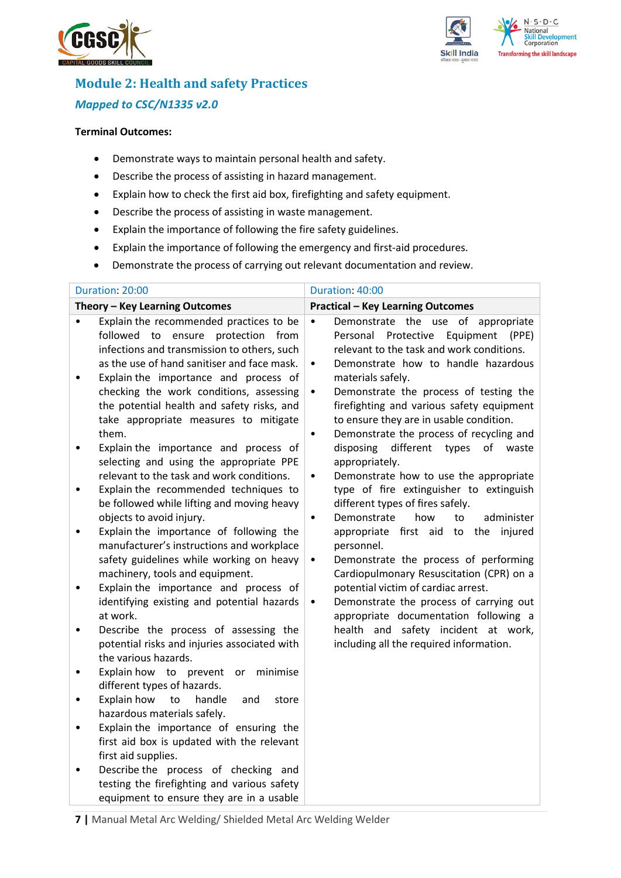## Module 2: Health and safety Practices

### *Mapped to CSC/N1335 v2.0*

**Terminal Outcomes:**

- Demonstrate ways to maintain personal health and safety.
- Describe the process of assisting in hazard management.
- Explain how to check the first aid box, firefighting and safety equipment.
- Describe the process of assisting in waste management.
- Explain the importance of following the fire safety guidelines.
- Explain the importance of following the emergency and first-aid procedures.
- Demonstrate the process of carrying out relevant documentation and review.

| Duration: 20:00 | Duration: 40:00 |
|---|---|
| **Theory – Key Learning Outcomes** | **Practical – Key Learning Outcomes** |
| • Explain the recommended practices to be followed to ensure protection from infections and transmission to others, such as the use of hand sanitiser and face mask.<br>• Explain the importance and process of checking the work conditions, assessing the potential health and safety risks, and take appropriate measures to mitigate them.<br>• Explain the importance and process of selecting and using the appropriate PPE relevant to the task and work conditions.<br>• Explain the recommended techniques to be followed while lifting and moving heavy objects to avoid injury.<br>• Explain the importance of following the manufacturer's instructions and workplace safety guidelines while working on heavy machinery, tools and equipment.<br>• Explain the importance and process of identifying existing and potential hazards at work.<br>• Describe the process of assessing the potential risks and injuries associated with the various hazards.<br>• Explain how to prevent or minimise different types of hazards.<br>• Explain how to handle and store hazardous materials safely.<br>• Explain the importance of ensuring the first aid box is updated with the relevant first aid supplies.<br>• Describe the process of checking and testing the firefighting and various safety equipment to ensure they are in a usable | • Demonstrate the use of appropriate Personal Protective Equipment (PPE) relevant to the task and work conditions.<br>• Demonstrate how to handle hazardous materials safely.<br>• Demonstrate the process of testing the firefighting and various safety equipment to ensure they are in usable condition.<br>• Demonstrate the process of recycling and disposing different types of waste appropriately.<br>• Demonstrate how to use the appropriate type of fire extinguisher to extinguish different types of fires safely.<br>• Demonstrate how to administer appropriate first aid to the injured personnel.<br>• Demonstrate the process of performing Cardiopulmonary Resuscitation (CPR) on a potential victim of cardiac arrest.<br>• Demonstrate the process of carrying out appropriate documentation following a health and safety incident at work, including all the required information. |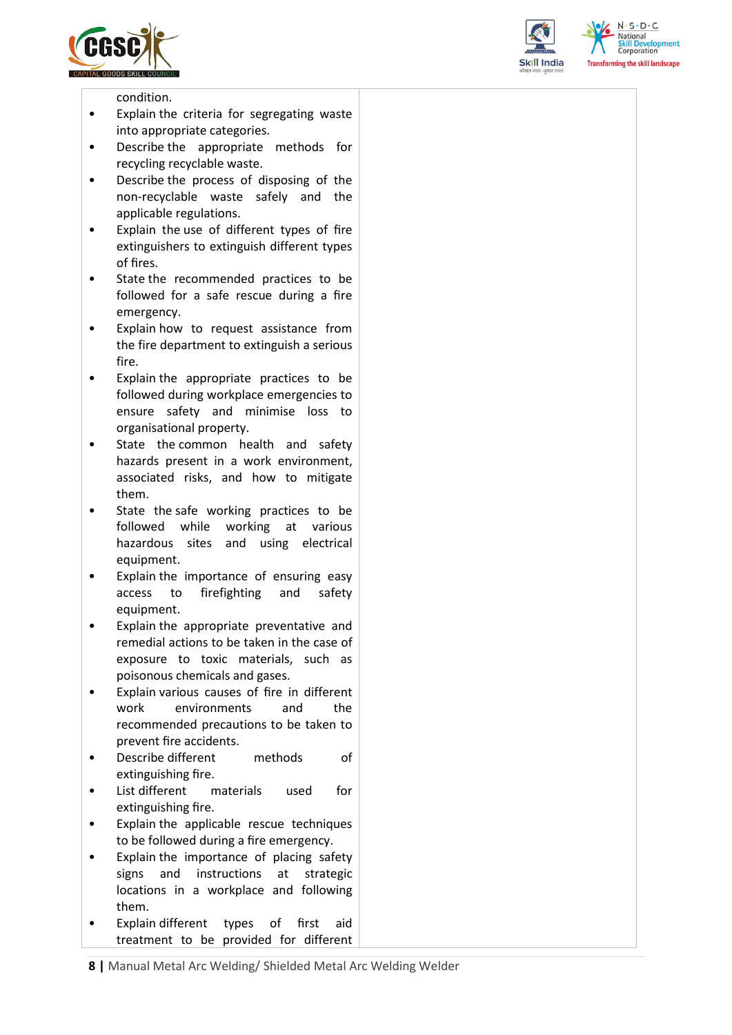| | |
|---|---|
| condition.<br>• Explain the criteria for segregating waste into appropriate categories.<br>• Describe the appropriate methods for recycling recyclable waste.<br>• Describe the process of disposing of the non-recyclable waste safely and the applicable regulations.<br>• Explain the use of different types of fire extinguishers to extinguish different types of fires.<br>• State the recommended practices to be followed for a safe rescue during a fire emergency.<br>• Explain how to request assistance from the fire department to extinguish a serious fire.<br>• Explain the appropriate practices to be followed during workplace emergencies to ensure safety and minimise loss to organisational property.<br>• State the common health and safety hazards present in a work environment, associated risks, and how to mitigate them.<br>• State the safe working practices to be followed while working at various hazardous sites and using electrical equipment.<br>• Explain the importance of ensuring easy access to firefighting and safety equipment.<br>• Explain the appropriate preventative and remedial actions to be taken in the case of exposure to toxic materials, such as poisonous chemicals and gases.<br>• Explain various causes of fire in different work environments and the recommended precautions to be taken to prevent fire accidents.<br>• Describe different methods of extinguishing fire.<br>• List different materials used for extinguishing fire.<br>• Explain the applicable rescue techniques to be followed during a fire emergency.<br>• Explain the importance of placing safety signs and instructions at strategic locations in a workplace and following them.<br>• Explain different types of first aid treatment to be provided for different | |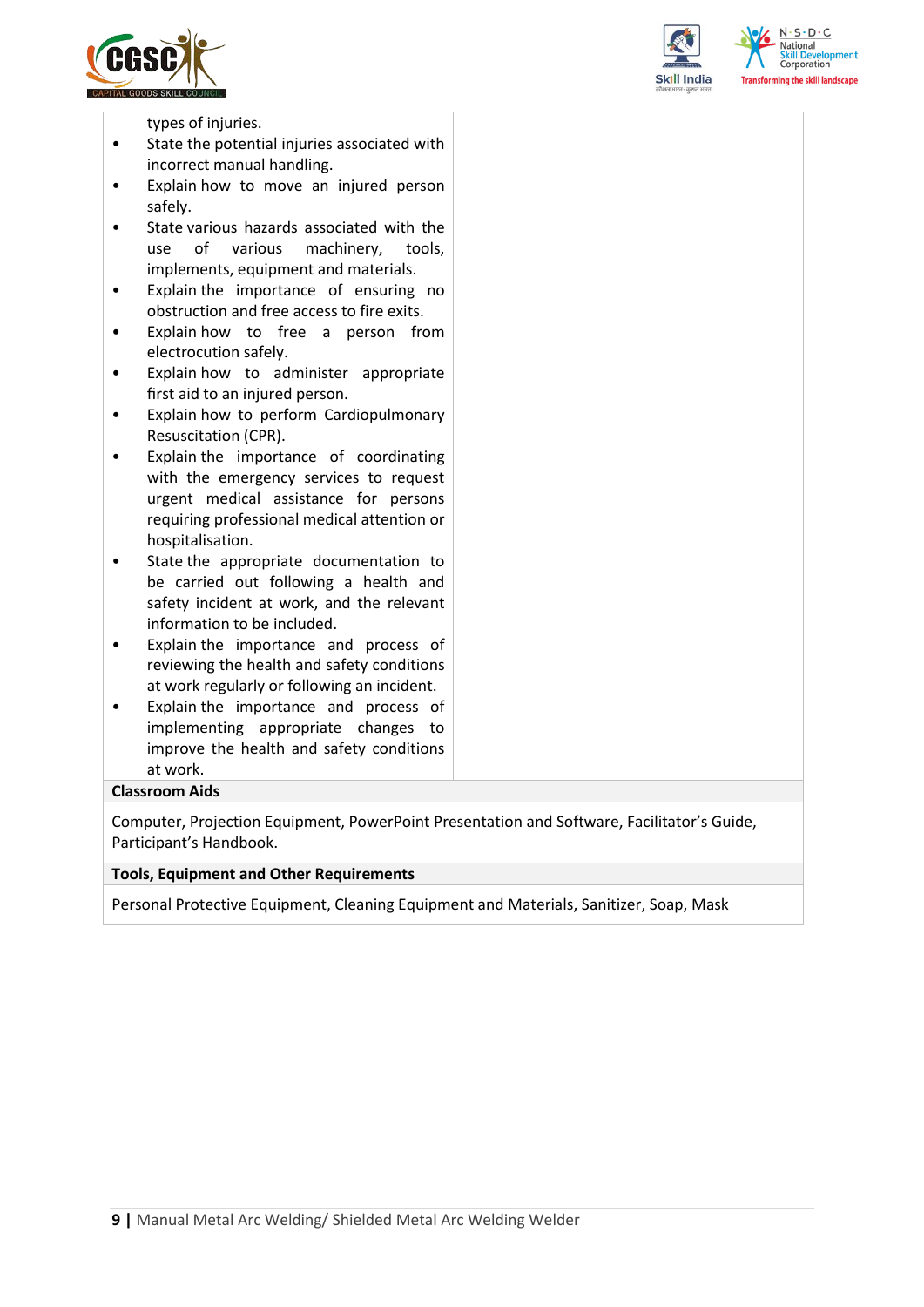| | |
|---|---|
| types of injuries.<br>• State the potential injuries associated with incorrect manual handling.<br>• Explain how to move an injured person safely.<br>• State various hazards associated with the use of various machinery, tools, implements, equipment and materials.<br>• Explain the importance of ensuring no obstruction and free access to fire exits.<br>• Explain how to free a person from electrocution safely.<br>• Explain how to administer appropriate first aid to an injured person.<br>• Explain how to perform Cardiopulmonary Resuscitation (CPR).<br>• Explain the importance of coordinating with the emergency services to request urgent medical assistance for persons requiring professional medical attention or hospitalisation.<br>• State the appropriate documentation to be carried out following a health and safety incident at work, and the relevant information to be included.<br>• Explain the importance and process of reviewing the health and safety conditions at work regularly or following an incident.<br>• Explain the importance and process of implementing appropriate changes to improve the health and safety conditions at work. | |

**Classroom Aids**

Computer, Projection Equipment, PowerPoint Presentation and Software, Facilitator's Guide, Participant's Handbook.

**Tools, Equipment and Other Requirements**

Personal Protective Equipment, Cleaning Equipment and Materials, Sanitizer, Soap, Mask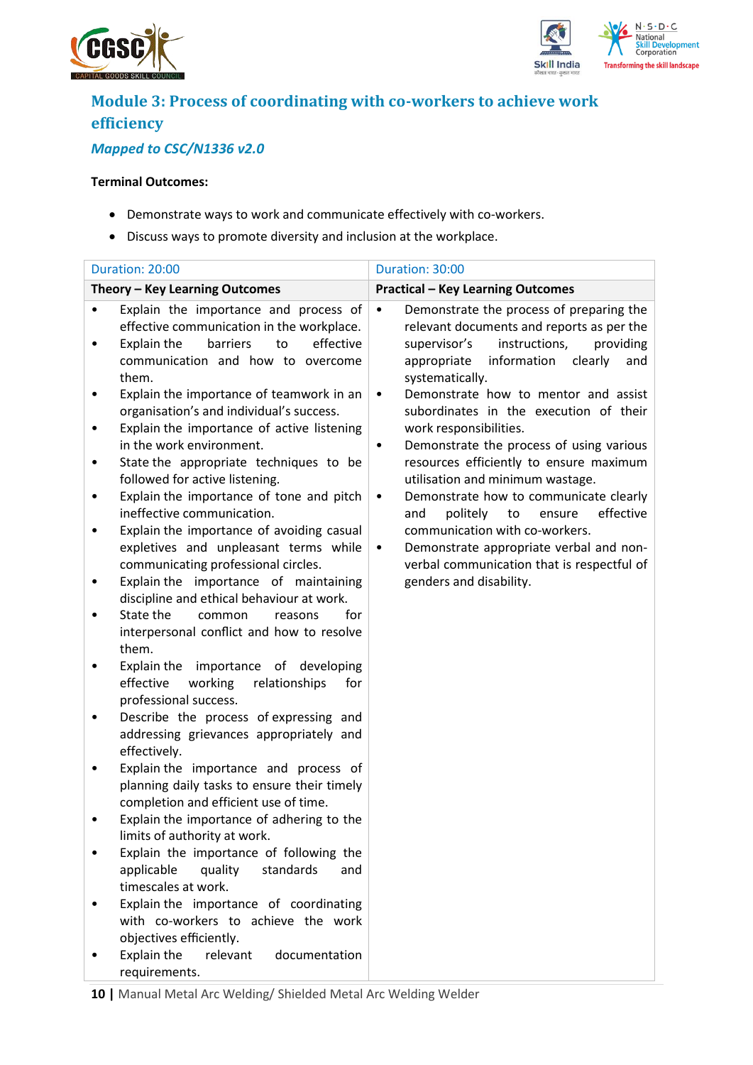## Module 3: Process of coordinating with co-workers to achieve work efficiency

*Mapped to CSC/N1336 v2.0*

**Terminal Outcomes:**

- Demonstrate ways to work and communicate effectively with co-workers.
- Discuss ways to promote diversity and inclusion at the workplace.

| Duration: 20:00 | Duration: 30:00 |
|---|---|
| **Theory – Key Learning Outcomes** | **Practical – Key Learning Outcomes** |
| • Explain the importance and process of effective communication in the workplace.<br>• Explain the barriers to effective communication and how to overcome them.<br>• Explain the importance of teamwork in an organisation's and individual's success.<br>• Explain the importance of active listening in the work environment.<br>• State the appropriate techniques to be followed for active listening.<br>• Explain the importance of tone and pitch ineffective communication.<br>• Explain the importance of avoiding casual expletives and unpleasant terms while communicating professional circles.<br>• Explain the importance of maintaining discipline and ethical behaviour at work.<br>• State the common reasons for interpersonal conflict and how to resolve them.<br>• Explain the importance of developing effective working relationships for professional success.<br>• Describe the process of expressing and addressing grievances appropriately and effectively.<br>• Explain the importance and process of planning daily tasks to ensure their timely completion and efficient use of time.<br>• Explain the importance of adhering to the limits of authority at work.<br>• Explain the importance of following the applicable quality standards and timescales at work.<br>• Explain the importance of coordinating with co-workers to achieve the work objectives efficiently.<br>• Explain the relevant documentation requirements. | • Demonstrate the process of preparing the relevant documents and reports as per the supervisor's instructions, providing appropriate information clearly and systematically.<br>• Demonstrate how to mentor and assist subordinates in the execution of their work responsibilities.<br>• Demonstrate the process of using various resources efficiently to ensure maximum utilisation and minimum wastage.<br>• Demonstrate how to communicate clearly and politely to ensure effective communication with co-workers.<br>• Demonstrate appropriate verbal and non-verbal communication that is respectful of genders and disability. |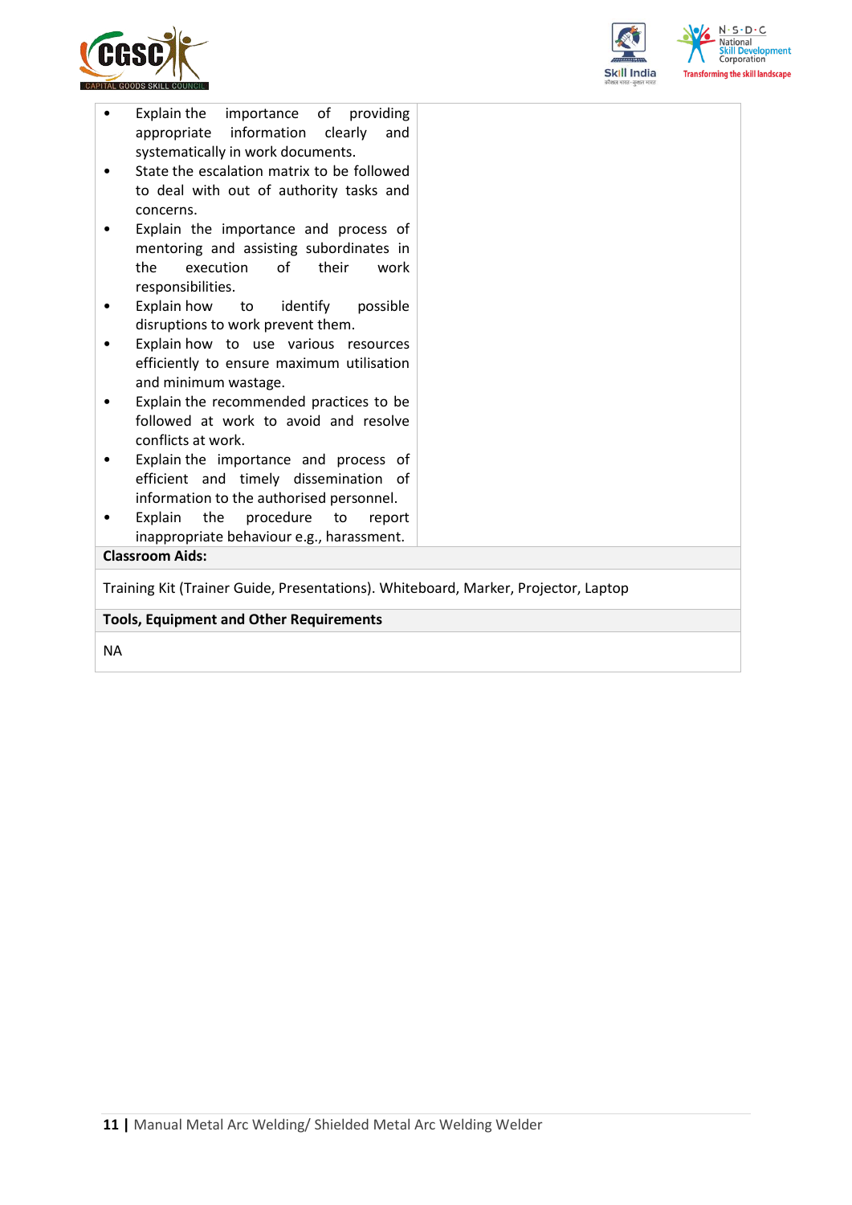| | |
|---|---|
| • Explain the importance of providing appropriate information clearly and systematically in work documents.<br>• State the escalation matrix to be followed to deal with out of authority tasks and concerns.<br>• Explain the importance and process of mentoring and assisting subordinates in the execution of their work responsibilities.<br>• Explain how to identify possible disruptions to work prevent them.<br>• Explain how to use various resources efficiently to ensure maximum utilisation and minimum wastage.<br>• Explain the recommended practices to be followed at work to avoid and resolve conflicts at work.<br>• Explain the importance and process of efficient and timely dissemination of information to the authorised personnel.<br>• Explain the procedure to report inappropriate behaviour e.g., harassment. | |

**Classroom Aids:**

Training Kit (Trainer Guide, Presentations). Whiteboard, Marker, Projector, Laptop

**Tools, Equipment and Other Requirements**

NA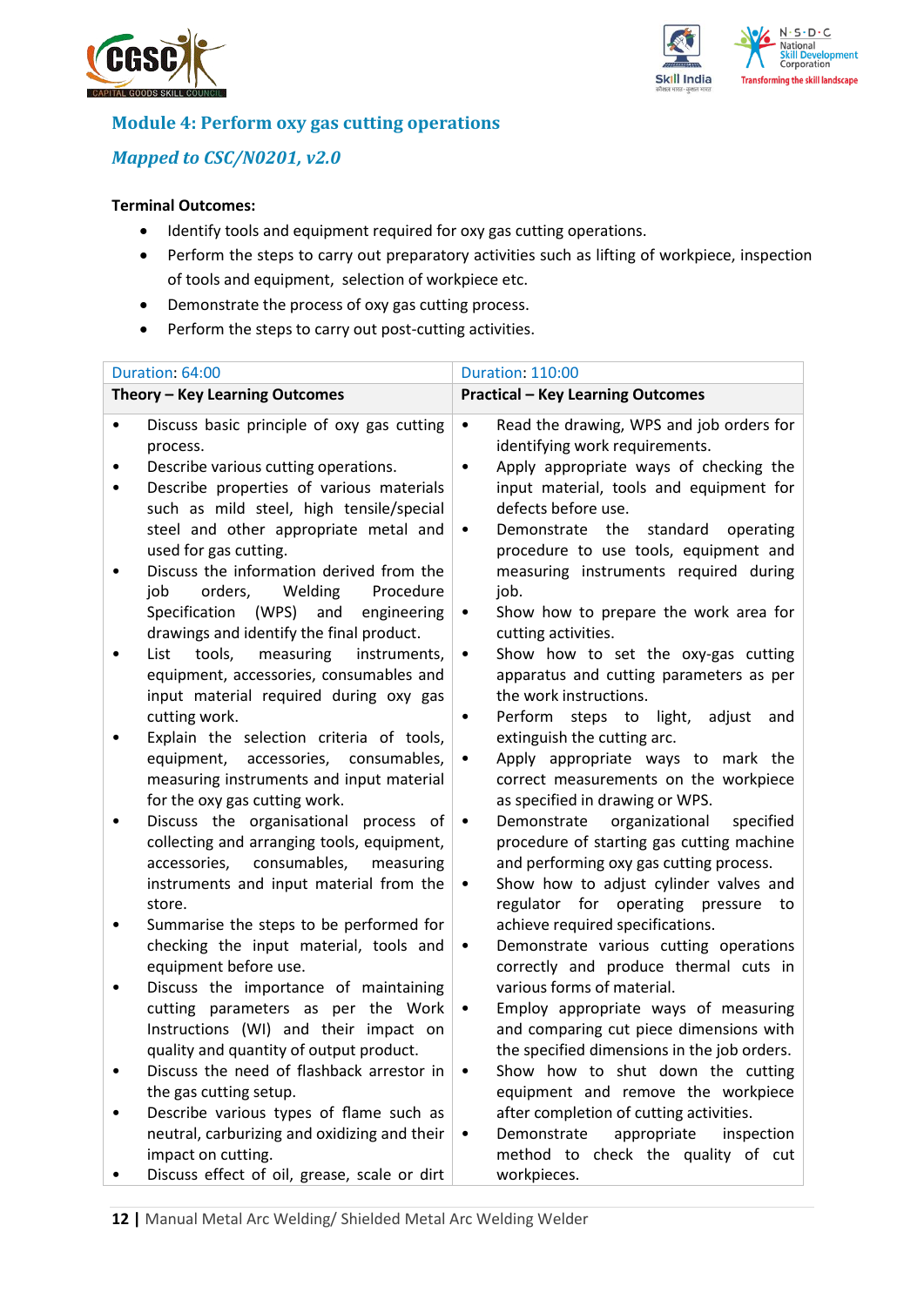## Module 4: Perform oxy gas cutting operations

### *Mapped to CSC/N0201, v2.0*

**Terminal Outcomes:**

- Identify tools and equipment required for oxy gas cutting operations.
- Perform the steps to carry out preparatory activities such as lifting of workpiece, inspection of tools and equipment, selection of workpiece etc.
- Demonstrate the process of oxy gas cutting process.
- Perform the steps to carry out post-cutting activities.

| Duration: 64:00 | Duration: 110:00 |
|---|---|
| **Theory – Key Learning Outcomes** | **Practical – Key Learning Outcomes** |
| • Discuss basic principle of oxy gas cutting process.<br>• Describe various cutting operations.<br>• Describe properties of various materials such as mild steel, high tensile/special steel and other appropriate metal and used for gas cutting.<br>• Discuss the information derived from the job orders, Welding Procedure Specification (WPS) and engineering drawings and identify the final product.<br>• List tools, measuring instruments, equipment, accessories, consumables and input material required during oxy gas cutting work.<br>• Explain the selection criteria of tools, equipment, accessories, consumables, measuring instruments and input material for the oxy gas cutting work.<br>• Discuss the organisational process of collecting and arranging tools, equipment, accessories, consumables, measuring instruments and input material from the store.<br>• Summarise the steps to be performed for checking the input material, tools and equipment before use.<br>• Discuss the importance of maintaining cutting parameters as per the Work Instructions (WI) and their impact on quality and quantity of output product.<br>• Discuss the need of flashback arrestor in the gas cutting setup.<br>• Describe various types of flame such as neutral, carburizing and oxidizing and their impact on cutting.<br>• Discuss effect of oil, grease, scale or dirt | • Read the drawing, WPS and job orders for identifying work requirements.<br>• Apply appropriate ways of checking the input material, tools and equipment for defects before use.<br>• Demonstrate the standard operating procedure to use tools, equipment and measuring instruments required during job.<br>• Show how to prepare the work area for cutting activities.<br>• Show how to set the oxy-gas cutting apparatus and cutting parameters as per the work instructions.<br>• Perform steps to light, adjust and extinguish the cutting arc.<br>• Apply appropriate ways to mark the correct measurements on the workpiece as specified in drawing or WPS.<br>• Demonstrate organizational specified procedure of starting gas cutting machine and performing oxy gas cutting process.<br>• Show how to adjust cylinder valves and regulator for operating pressure to achieve required specifications.<br>• Demonstrate various cutting operations correctly and produce thermal cuts in various forms of material.<br>• Employ appropriate ways of measuring and comparing cut piece dimensions with the specified dimensions in the job orders.<br>• Show how to shut down the cutting equipment and remove the workpiece after completion of cutting activities.<br>• Demonstrate appropriate inspection method to check the quality of cut workpieces. |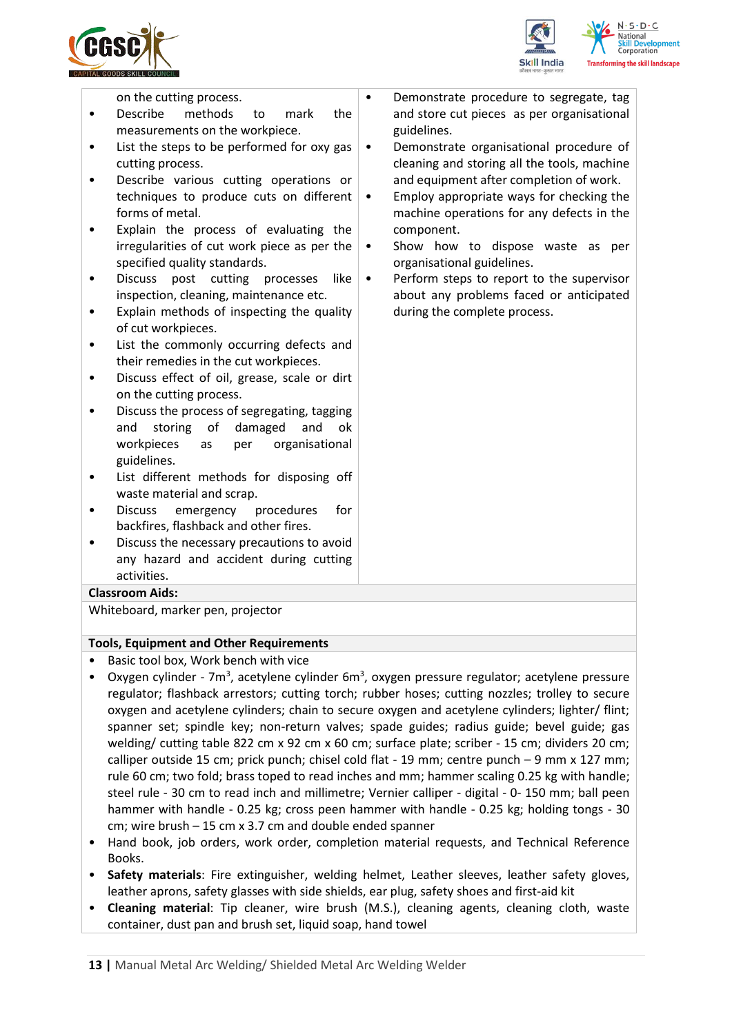| | |
|---|---|
| on the cutting process.<br>• Describe methods to mark the measurements on the workpiece.<br>• List the steps to be performed for oxy gas cutting process.<br>• Describe various cutting operations or techniques to produce cuts on different forms of metal.<br>• Explain the process of evaluating the irregularities of cut work piece as per the specified quality standards.<br>• Discuss post cutting processes like inspection, cleaning, maintenance etc.<br>• Explain methods of inspecting the quality of cut workpieces.<br>• List the commonly occurring defects and their remedies in the cut workpieces.<br>• Discuss effect of oil, grease, scale or dirt on the cutting process.<br>• Discuss the process of segregating, tagging and storing of damaged and ok workpieces as per organisational guidelines.<br>• List different methods for disposing off waste material and scrap.<br>• Discuss emergency procedures for backfires, flashback and other fires.<br>• Discuss the necessary precautions to avoid any hazard and accident during cutting activities. | • Demonstrate procedure to segregate, tag and store cut pieces as per organisational guidelines.<br>• Demonstrate organisational procedure of cleaning and storing all the tools, machine and equipment after completion of work.<br>• Employ appropriate ways for checking the machine operations for any defects in the component.<br>• Show how to dispose waste as per organisational guidelines.<br>• Perform steps to report to the supervisor about any problems faced or anticipated during the complete process. |

**Classroom Aids:**

Whiteboard, marker pen, projector

**Tools, Equipment and Other Requirements**

- Basic tool box, Work bench with vice
- Oxygen cylinder - 7m$^3$, acetylene cylinder 6m$^3$, oxygen pressure regulator; acetylene pressure regulator; flashback arrestors; cutting torch; rubber hoses; cutting nozzles; trolley to secure oxygen and acetylene cylinders; chain to secure oxygen and acetylene cylinders; lighter/ flint; spanner set; spindle key; non-return valves; spade guides; radius guide; bevel guide; gas welding/ cutting table 822 cm x 92 cm x 60 cm; surface plate; scriber - 15 cm; dividers 20 cm; calliper outside 15 cm; prick punch; chisel cold flat - 19 mm; centre punch – 9 mm x 127 mm; rule 60 cm; two fold; brass toped to read inches and mm; hammer scaling 0.25 kg with handle; steel rule - 30 cm to read inch and millimetre; Vernier calliper - digital - 0- 150 mm; ball peen hammer with handle - 0.25 kg; cross peen hammer with handle - 0.25 kg; holding tongs - 30 cm; wire brush – 15 cm x 3.7 cm and double ended spanner
- Hand book, job orders, work order, completion material requests, and Technical Reference Books.
- **Safety materials**: Fire extinguisher, welding helmet, Leather sleeves, leather safety gloves, leather aprons, safety glasses with side shields, ear plug, safety shoes and first-aid kit
- **Cleaning material**: Tip cleaner, wire brush (M.S.), cleaning agents, cleaning cloth, waste container, dust pan and brush set, liquid soap, hand towel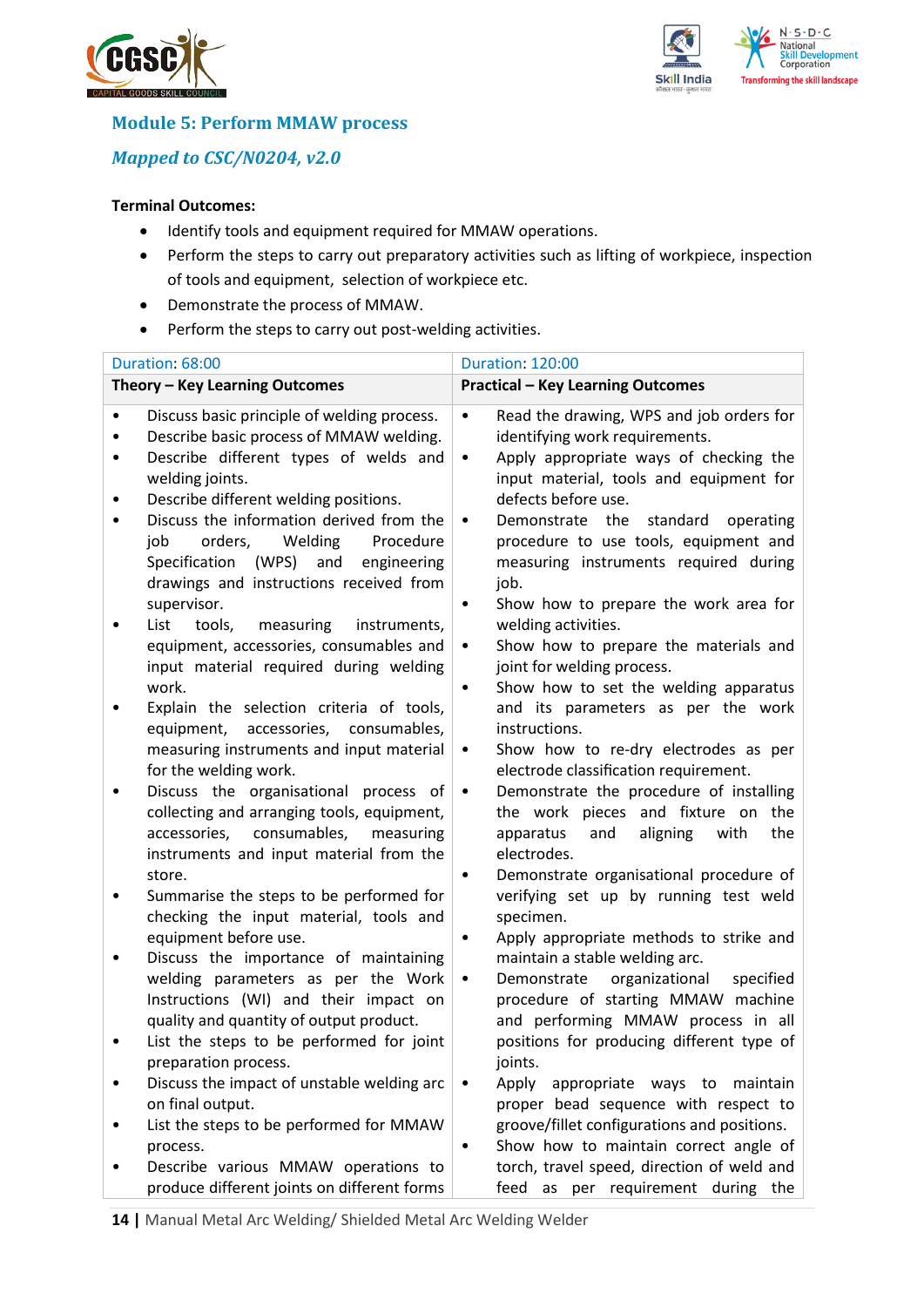## Module 5: Perform MMAW process

### *Mapped to CSC/N0204, v2.0*

**Terminal Outcomes:**

- Identify tools and equipment required for MMAW operations.
- Perform the steps to carry out preparatory activities such as lifting of workpiece, inspection of tools and equipment, selection of workpiece etc.
- Demonstrate the process of MMAW.
- Perform the steps to carry out post-welding activities.

| Duration: 68:00 | Duration: 120:00 |
|---|---|
| **Theory – Key Learning Outcomes** | **Practical – Key Learning Outcomes** |
| • Discuss basic principle of welding process.<br>• Describe basic process of MMAW welding.<br>• Describe different types of welds and welding joints.<br>• Describe different welding positions.<br>• Discuss the information derived from the job orders, Welding Procedure Specification (WPS) and engineering drawings and instructions received from supervisor.<br>• List tools, measuring instruments, equipment, accessories, consumables and input material required during welding work.<br>• Explain the selection criteria of tools, equipment, accessories, consumables, measuring instruments and input material for the welding work.<br>• Discuss the organisational process of collecting and arranging tools, equipment, accessories, consumables, measuring instruments and input material from the store.<br>• Summarise the steps to be performed for checking the input material, tools and equipment before use.<br>• Discuss the importance of maintaining welding parameters as per the Work Instructions (WI) and their impact on quality and quantity of output product.<br>• List the steps to be performed for joint preparation process.<br>• Discuss the impact of unstable welding arc on final output.<br>• List the steps to be performed for MMAW process.<br>• Describe various MMAW operations to produce different joints on different forms | • Read the drawing, WPS and job orders for identifying work requirements.<br>• Apply appropriate ways of checking the input material, tools and equipment for defects before use.<br>• Demonstrate the standard operating procedure to use tools, equipment and measuring instruments required during job.<br>• Show how to prepare the work area for welding activities.<br>• Show how to prepare the materials and joint for welding process.<br>• Show how to set the welding apparatus and its parameters as per the work instructions.<br>• Show how to re-dry electrodes as per electrode classification requirement.<br>• Demonstrate the procedure of installing the work pieces and fixture on the apparatus and aligning with the electrodes.<br>• Demonstrate organisational procedure of verifying set up by running test weld specimen.<br>• Apply appropriate methods to strike and maintain a stable welding arc.<br>• Demonstrate organizational specified procedure of starting MMAW machine and performing MMAW process in all positions for producing different type of joints.<br>• Apply appropriate ways to maintain proper bead sequence with respect to groove/fillet configurations and positions.<br>• Show how to maintain correct angle of torch, travel speed, direction of weld and feed as per requirement during the |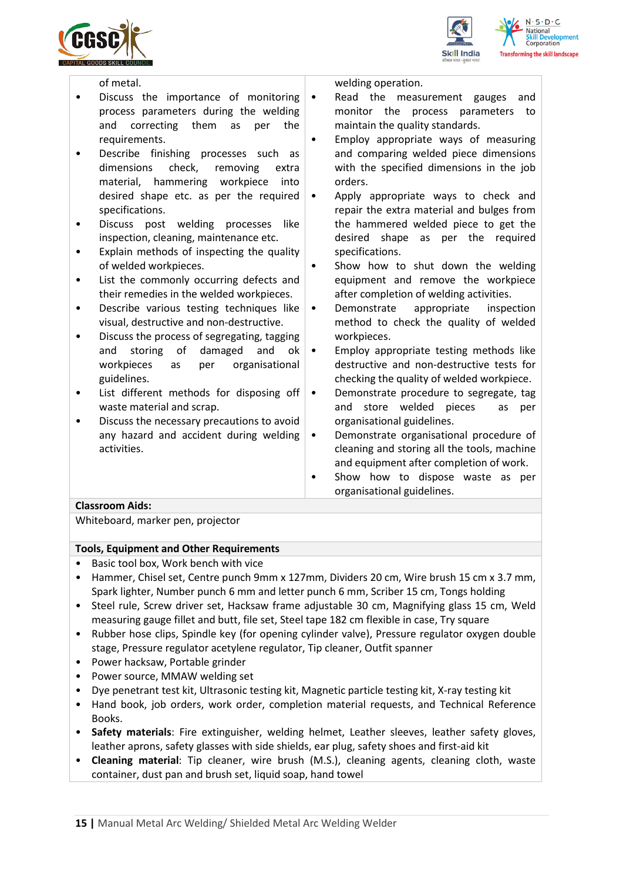| | |
|---|---|
| of metal.<br>• Discuss the importance of monitoring process parameters during the welding and correcting them as per the requirements.<br>• Describe finishing processes such as dimensions check, removing extra material, hammering workpiece into desired shape etc. as per the required specifications.<br>• Discuss post welding processes like inspection, cleaning, maintenance etc.<br>• Explain methods of inspecting the quality of welded workpieces.<br>• List the commonly occurring defects and their remedies in the welded workpieces.<br>• Describe various testing techniques like visual, destructive and non-destructive.<br>• Discuss the process of segregating, tagging and storing of damaged and ok workpieces as per organisational guidelines.<br>• List different methods for disposing off waste material and scrap.<br>• Discuss the necessary precautions to avoid any hazard and accident during welding activities. | welding operation.<br>• Read the measurement gauges and monitor the process parameters to maintain the quality standards.<br>• Employ appropriate ways of measuring and comparing welded piece dimensions with the specified dimensions in the job orders.<br>• Apply appropriate ways to check and repair the extra material and bulges from the hammered welded piece to get the desired shape as per the required specifications.<br>• Show how to shut down the welding equipment and remove the workpiece after completion of welding activities.<br>• Demonstrate appropriate inspection method to check the quality of welded workpieces.<br>• Employ appropriate testing methods like destructive and non-destructive tests for checking the quality of welded workpiece.<br>• Demonstrate procedure to segregate, tag and store welded pieces as per organisational guidelines.<br>• Demonstrate organisational procedure of cleaning and storing all the tools, machine and equipment after completion of work.<br>• Show how to dispose waste as per organisational guidelines. |

**Classroom Aids:**

Whiteboard, marker pen, projector

**Tools, Equipment and Other Requirements**

- Basic tool box, Work bench with vice
- Hammer, Chisel set, Centre punch 9mm x 127mm, Dividers 20 cm, Wire brush 15 cm x 3.7 mm, Spark lighter, Number punch 6 mm and letter punch 6 mm, Scriber 15 cm, Tongs holding
- Steel rule, Screw driver set, Hacksaw frame adjustable 30 cm, Magnifying glass 15 cm, Weld measuring gauge fillet and butt, file set, Steel tape 182 cm flexible in case, Try square
- Rubber hose clips, Spindle key (for opening cylinder valve), Pressure regulator oxygen double stage, Pressure regulator acetylene regulator, Tip cleaner, Outfit spanner
- Power hacksaw, Portable grinder
- Power source, MMAW welding set
- Dye penetrant test kit, Ultrasonic testing kit, Magnetic particle testing kit, X-ray testing kit
- Hand book, job orders, work order, completion material requests, and Technical Reference Books.
- **Safety materials**: Fire extinguisher, welding helmet, Leather sleeves, leather safety gloves, leather aprons, safety glasses with side shields, ear plug, safety shoes and first-aid kit
- **Cleaning material**: Tip cleaner, wire brush (M.S.), cleaning agents, cleaning cloth, waste container, dust pan and brush set, liquid soap, hand towel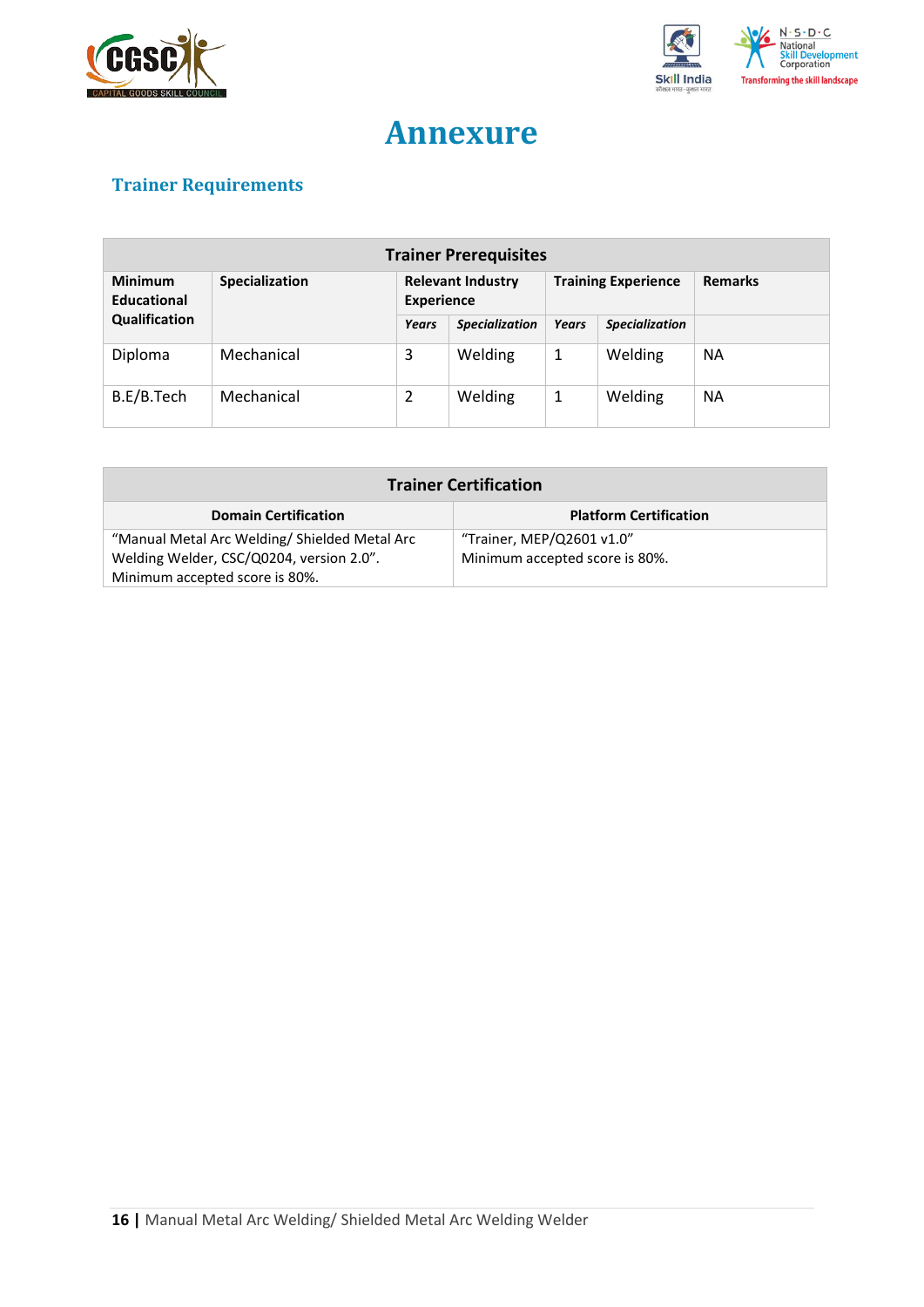# Annexure

## Trainer Requirements

| Trainer Prerequisites | | | | | | |
|---|---|---|---|---|---|---|
| **Minimum Educational Qualification** | **Specialization** | **Relevant Industry Experience** | | **Training Experience** | | **Remarks** |
| | | ***Years*** | ***Specialization*** | ***Years*** | ***Specialization*** | |
| Diploma | Mechanical | 3 | Welding | 1 | Welding | NA |
| B.E/B.Tech | Mechanical | 2 | Welding | 1 | Welding | NA |

| Trainer Certification | |
|---|---|
| **Domain Certification** | **Platform Certification** |
| “Manual Metal Arc Welding/ Shielded Metal Arc Welding Welder, CSC/Q0204, version 2.0”. Minimum accepted score is 80%. | “Trainer, MEP/Q2601 v1.0” Minimum accepted score is 80%. |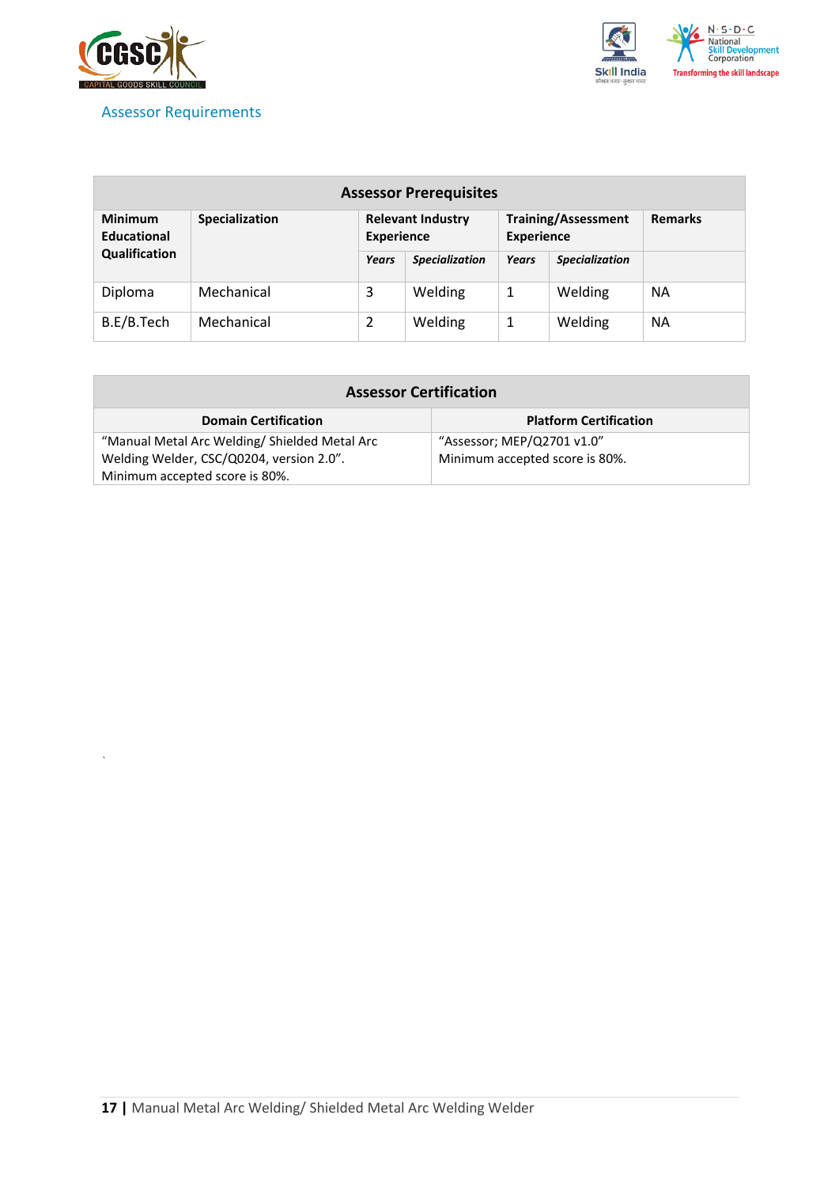## Assessor Requirements

| Assessor Prerequisites | | | | | | |
|---|---|---|---|---|---|---|
| **Minimum Educational Qualification** | **Specialization** | **Relevant Industry Experience** | | **Training/Assessment Experience** | | **Remarks** |
| | | ***Years*** | ***Specialization*** | ***Years*** | ***Specialization*** | |
| Diploma | Mechanical | 3 | Welding | 1 | Welding | NA |
| B.E/B.Tech | Mechanical | 2 | Welding | 1 | Welding | NA |

| Assessor Certification | |
|---|---|
| **Domain Certification** | **Platform Certification** |
| "Manual Metal Arc Welding/ Shielded Metal Arc Welding Welder, CSC/Q0204, version 2.0". Minimum accepted score is 80%. | "Assessor; MEP/Q2701 v1.0" Minimum accepted score is 80%. |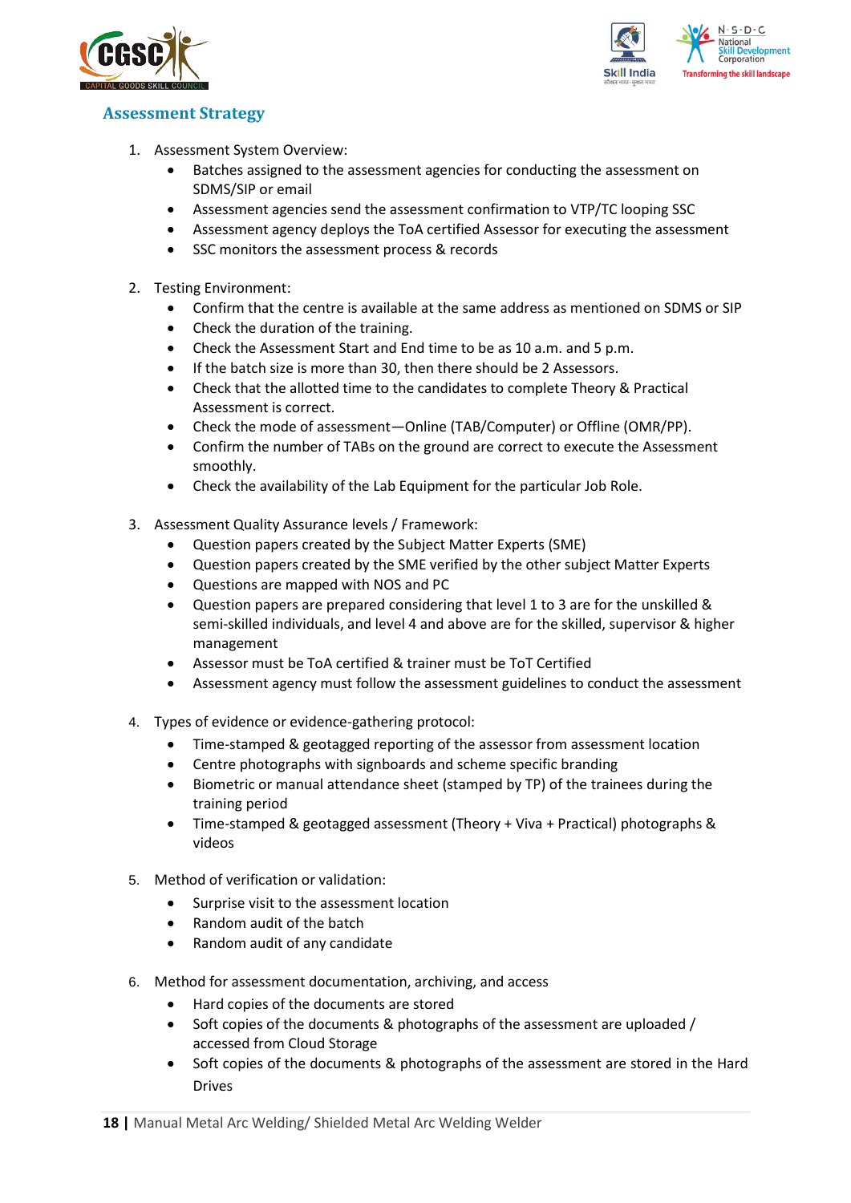## Assessment Strategy

1. Assessment System Overview:
    - Batches assigned to the assessment agencies for conducting the assessment on SDMS/SIP or email
    - Assessment agencies send the assessment confirmation to VTP/TC looping SSC
    - Assessment agency deploys the ToA certified Assessor for executing the assessment
    - SSC monitors the assessment process & records

2. Testing Environment:
    - Confirm that the centre is available at the same address as mentioned on SDMS or SIP
    - Check the duration of the training.
    - Check the Assessment Start and End time to be as 10 a.m. and 5 p.m.
    - If the batch size is more than 30, then there should be 2 Assessors.
    - Check that the allotted time to the candidates to complete Theory & Practical Assessment is correct.
    - Check the mode of assessment—Online (TAB/Computer) or Offline (OMR/PP).
    - Confirm the number of TABs on the ground are correct to execute the Assessment smoothly.
    - Check the availability of the Lab Equipment for the particular Job Role.

3. Assessment Quality Assurance levels / Framework:
    - Question papers created by the Subject Matter Experts (SME)
    - Question papers created by the SME verified by the other subject Matter Experts
    - Questions are mapped with NOS and PC
    - Question papers are prepared considering that level 1 to 3 are for the unskilled & semi-skilled individuals, and level 4 and above are for the skilled, supervisor & higher management
    - Assessor must be ToA certified & trainer must be ToT Certified
    - Assessment agency must follow the assessment guidelines to conduct the assessment

4. Types of evidence or evidence-gathering protocol:
    - Time-stamped & geotagged reporting of the assessor from assessment location
    - Centre photographs with signboards and scheme specific branding
    - Biometric or manual attendance sheet (stamped by TP) of the trainees during the training period
    - Time-stamped & geotagged assessment (Theory + Viva + Practical) photographs & videos

5. Method of verification or validation:
    - Surprise visit to the assessment location
    - Random audit of the batch
    - Random audit of any candidate

6. Method for assessment documentation, archiving, and access
    - Hard copies of the documents are stored
    - Soft copies of the documents & photographs of the assessment are uploaded / accessed from Cloud Storage
    - Soft copies of the documents & photographs of the assessment are stored in the Hard Drives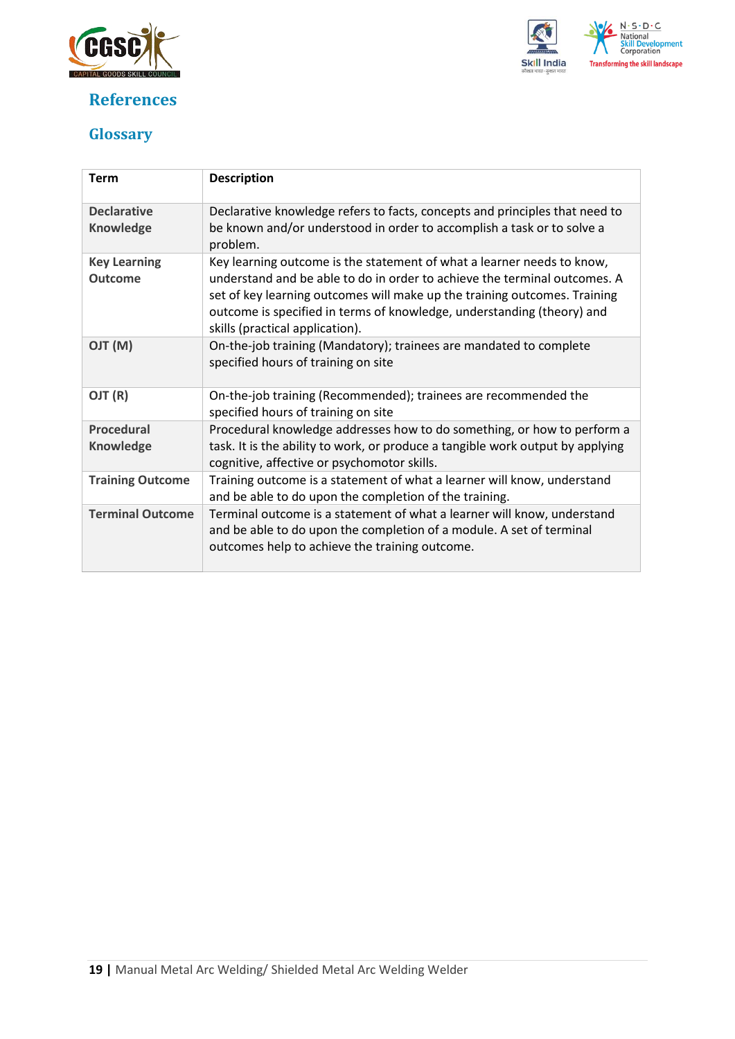## References

### Glossary

| Term | Description |
| --- | --- |
| **Declarative Knowledge** | Declarative knowledge refers to facts, concepts and principles that need to be known and/or understood in order to accomplish a task or to solve a problem. |
| **Key Learning Outcome** | Key learning outcome is the statement of what a learner needs to know, understand and be able to do in order to achieve the terminal outcomes. A set of key learning outcomes will make up the training outcomes. Training outcome is specified in terms of knowledge, understanding (theory) and skills (practical application). |
| **OJT (M)** | On-the-job training (Mandatory); trainees are mandated to complete specified hours of training on site |
| **OJT (R)** | On-the-job training (Recommended); trainees are recommended the specified hours of training on site |
| **Procedural Knowledge** | Procedural knowledge addresses how to do something, or how to perform a task. It is the ability to work, or produce a tangible work output by applying cognitive, affective or psychomotor skills. |
| **Training Outcome** | Training outcome is a statement of what a learner will know, understand and be able to do upon the completion of the training. |
| **Terminal Outcome** | Terminal outcome is a statement of what a learner will know, understand and be able to do upon the completion of a module. A set of terminal outcomes help to achieve the training outcome. |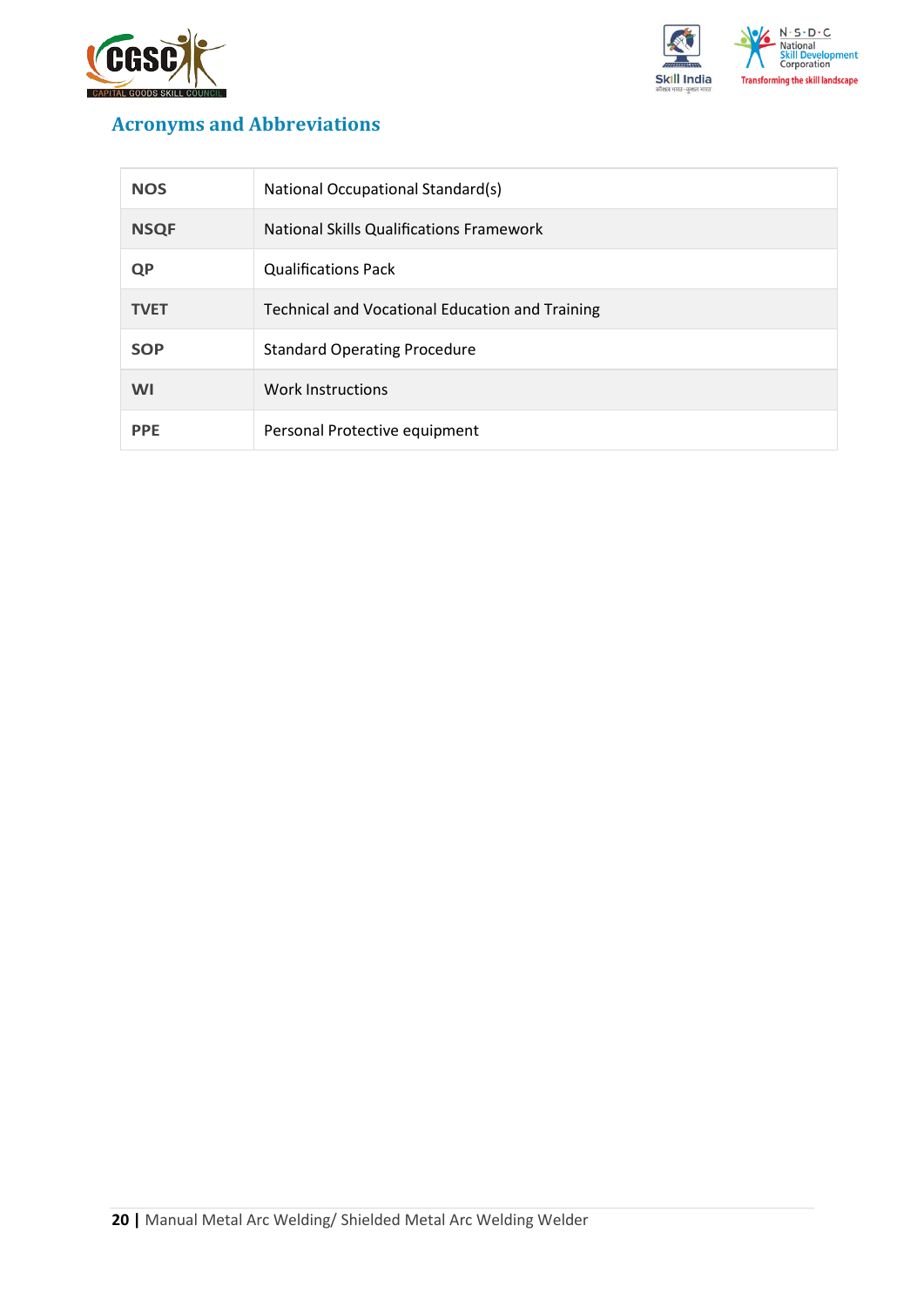## Acronyms and Abbreviations

| | |
|---|---|
| **NOS** | National Occupational Standard(s) |
| **NSQF** | National Skills Qualifications Framework |
| **QP** | Qualifications Pack |
| **TVET** | Technical and Vocational Education and Training |
| **SOP** | Standard Operating Procedure |
| **WI** | Work Instructions |
| **PPE** | Personal Protective equipment |